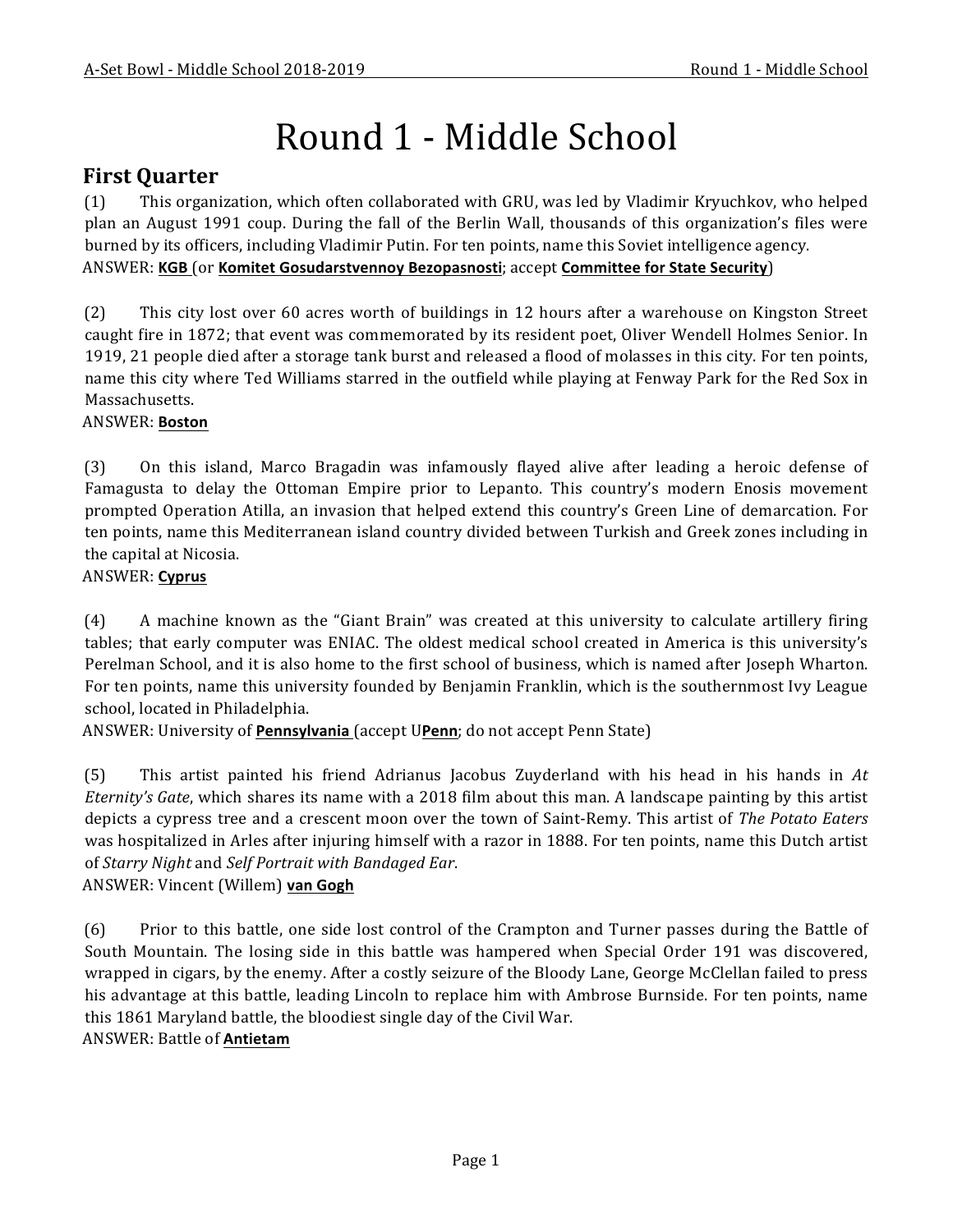# Round 1 - Middle School

## First Quarter

(1) This organization, which often collaborated with GRU, was led by Vladimir Kryuchkov, who helped plan an August 1991 coup. During the fall of the Berlin Wall, thousands of this organization's files were burned by its officers, including Vladimir Putin. For ten points, name this Soviet intelligence agency.
ANSWER: **KGB** (or **Komitet Gosudarstvennoy Bezopasnosti**; accept **Committee for State Security**)

(2) This city lost over 60 acres worth of buildings in 12 hours after a warehouse on Kingston Street caught fire in 1872; that event was commemorated by its resident poet, Oliver Wendell Holmes Senior. In 1919, 21 people died after a storage tank burst and released a flood of molasses in this city. For ten points, name this city where Ted Williams starred in the outfield while playing at Fenway Park for the Red Sox in Massachusetts.
ANSWER: **Boston**

(3) On this island, Marco Bragadin was infamously flayed alive after leading a heroic defense of Famagusta to delay the Ottoman Empire prior to Lepanto. This country's modern Enosis movement prompted Operation Atilla, an invasion that helped extend this country's Green Line of demarcation. For ten points, name this Mediterranean island country divided between Turkish and Greek zones including in the capital at Nicosia.
ANSWER: **Cyprus**

(4) A machine known as the "Giant Brain" was created at this university to calculate artillery firing tables; that early computer was ENIAC. The oldest medical school created in America is this university's Perelman School, and it is also home to the first school of business, which is named after Joseph Wharton. For ten points, name this university founded by Benjamin Franklin, which is the southernmost Ivy League school, located in Philadelphia.
ANSWER: University of **Pennsylvania** (accept U**Penn**; do not accept Penn State)

(5) This artist painted his friend Adrianus Jacobus Zuyderland with his head in his hands in *At Eternity's Gate*, which shares its name with a 2018 film about this man. A landscape painting by this artist depicts a cypress tree and a crescent moon over the town of Saint-Remy. This artist of *The Potato Eaters* was hospitalized in Arles after injuring himself with a razor in 1888. For ten points, name this Dutch artist of *Starry Night* and *Self Portrait with Bandaged Ear*.
ANSWER: Vincent (Willem) **van Gogh**

(6) Prior to this battle, one side lost control of the Crampton and Turner passes during the Battle of South Mountain. The losing side in this battle was hampered when Special Order 191 was discovered, wrapped in cigars, by the enemy. After a costly seizure of the Bloody Lane, George McClellan failed to press his advantage at this battle, leading Lincoln to replace him with Ambrose Burnside. For ten points, name this 1861 Maryland battle, the bloodiest single day of the Civil War.
ANSWER: Battle of **Antietam**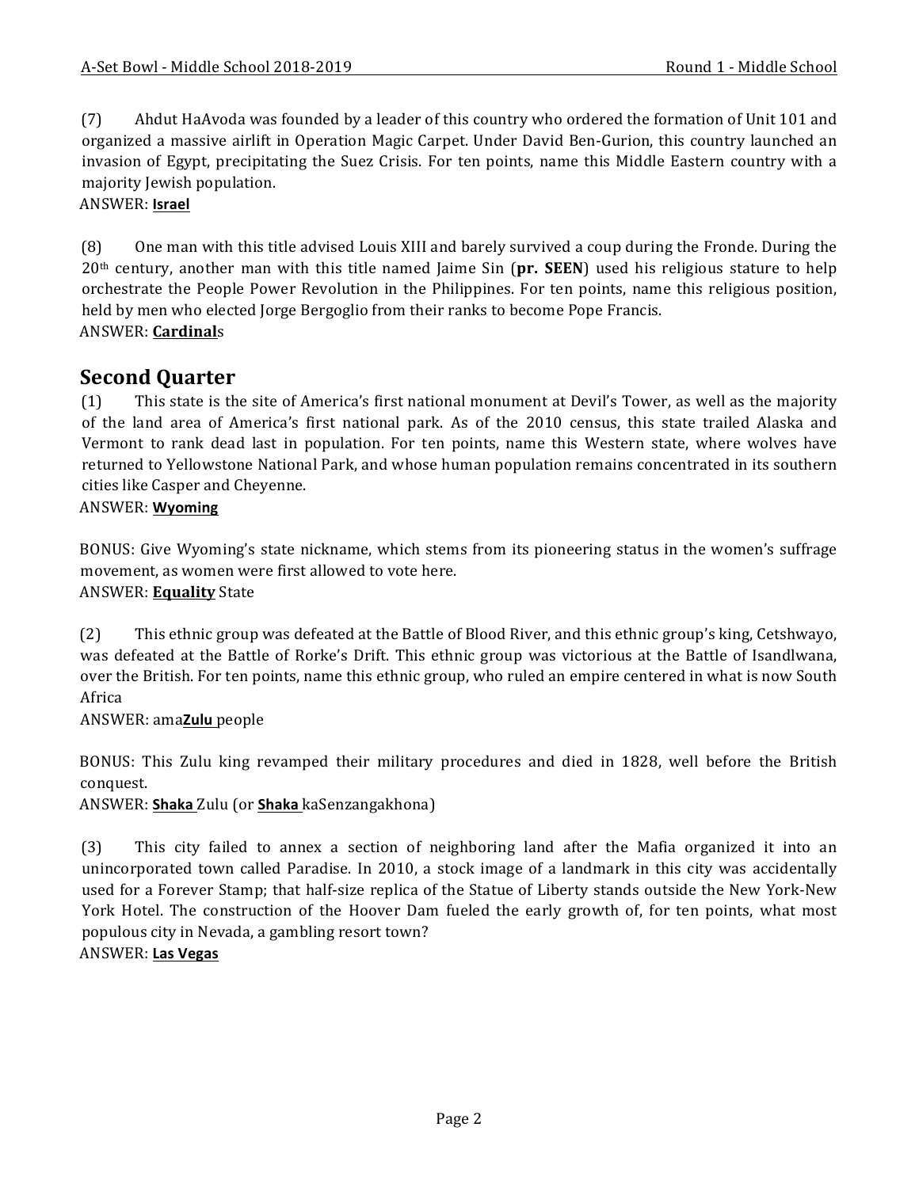(7) Ahdut HaAvoda was founded by a leader of this country who ordered the formation of Unit 101 and organized a massive airlift in Operation Magic Carpet. Under David Ben-Gurion, this country launched an invasion of Egypt, precipitating the Suez Crisis. For ten points, name this Middle Eastern country with a majority Jewish population.
ANSWER: **Israel**

(8) One man with this title advised Louis XIII and barely survived a coup during the Fronde. During the 20th century, another man with this title named Jaime Sin (**pr. SEEN**) used his religious stature to help orchestrate the People Power Revolution in the Philippines. For ten points, name this religious position, held by men who elected Jorge Bergoglio from their ranks to become Pope Francis.
ANSWER: **Cardinal**s

## Second Quarter

(1) This state is the site of America's first national monument at Devil's Tower, as well as the majority of the land area of America's first national park. As of the 2010 census, this state trailed Alaska and Vermont to rank dead last in population. For ten points, name this Western state, where wolves have returned to Yellowstone National Park, and whose human population remains concentrated in its southern cities like Casper and Cheyenne.
ANSWER: **Wyoming**

BONUS: Give Wyoming's state nickname, which stems from its pioneering status in the women's suffrage movement, as women were first allowed to vote here.
ANSWER: **Equality** State

(2) This ethnic group was defeated at the Battle of Blood River, and this ethnic group's king, Cetshwayo, was defeated at the Battle of Rorke's Drift. This ethnic group was victorious at the Battle of Isandlwana, over the British. For ten points, name this ethnic group, who ruled an empire centered in what is now South Africa
ANSWER: ama**Zulu** people

BONUS: This Zulu king revamped their military procedures and died in 1828, well before the British conquest.
ANSWER: **Shaka** Zulu (or **Shaka** kaSenzangakhona)

(3) This city failed to annex a section of neighboring land after the Mafia organized it into an unincorporated town called Paradise. In 2010, a stock image of a landmark in this city was accidentally used for a Forever Stamp; that half-size replica of the Statue of Liberty stands outside the New York-New York Hotel. The construction of the Hoover Dam fueled the early growth of, for ten points, what most populous city in Nevada, a gambling resort town?
ANSWER: **Las Vegas**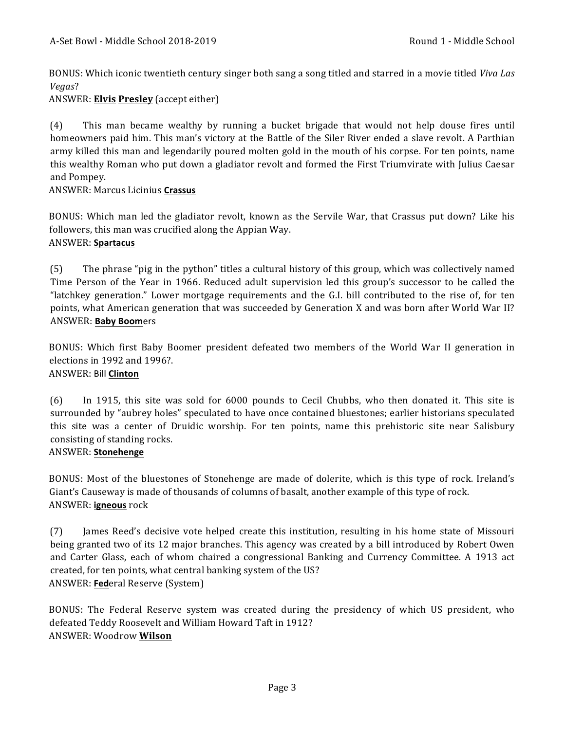BONUS: Which iconic twentieth century singer both sang a song titled and starred in a movie titled *Viva Las Vegas*?
ANSWER: **Elvis** **Presley** (accept either)

(4) This man became wealthy by running a bucket brigade that would not help douse fires until homeowners paid him. This man's victory at the Battle of the Siler River ended a slave revolt. A Parthian army killed this man and legendarily poured molten gold in the mouth of his corpse. For ten points, name this wealthy Roman who put down a gladiator revolt and formed the First Triumvirate with Julius Caesar and Pompey.
ANSWER: Marcus Licinius **Crassus**

BONUS: Which man led the gladiator revolt, known as the Servile War, that Crassus put down? Like his followers, this man was crucified along the Appian Way.
ANSWER: **Spartacus**

(5) The phrase "pig in the python" titles a cultural history of this group, which was collectively named Time Person of the Year in 1966. Reduced adult supervision led this group's successor to be called the "latchkey generation." Lower mortgage requirements and the G.I. bill contributed to the rise of, for ten points, what American generation that was succeeded by Generation X and was born after World War II?
ANSWER: **Baby Boom**ers

BONUS: Which first Baby Boomer president defeated two members of the World War II generation in elections in 1992 and 1996?.
ANSWER: Bill **Clinton**

(6) In 1915, this site was sold for 6000 pounds to Cecil Chubbs, who then donated it. This site is surrounded by "aubrey holes" speculated to have once contained bluestones; earlier historians speculated this site was a center of Druidic worship. For ten points, name this prehistoric site near Salisbury consisting of standing rocks.
ANSWER: **Stonehenge**

BONUS: Most of the bluestones of Stonehenge are made of dolerite, which is this type of rock. Ireland's Giant's Causeway is made of thousands of columns of basalt, another example of this type of rock.
ANSWER: **igneous** rock

(7) James Reed's decisive vote helped create this institution, resulting in his home state of Missouri being granted two of its 12 major branches. This agency was created by a bill introduced by Robert Owen and Carter Glass, each of whom chaired a congressional Banking and Currency Committee. A 1913 act created, for ten points, what central banking system of the US?
ANSWER: **Fed**eral Reserve (System)

BONUS: The Federal Reserve system was created during the presidency of which US president, who defeated Teddy Roosevelt and William Howard Taft in 1912?
ANSWER: Woodrow **Wilson**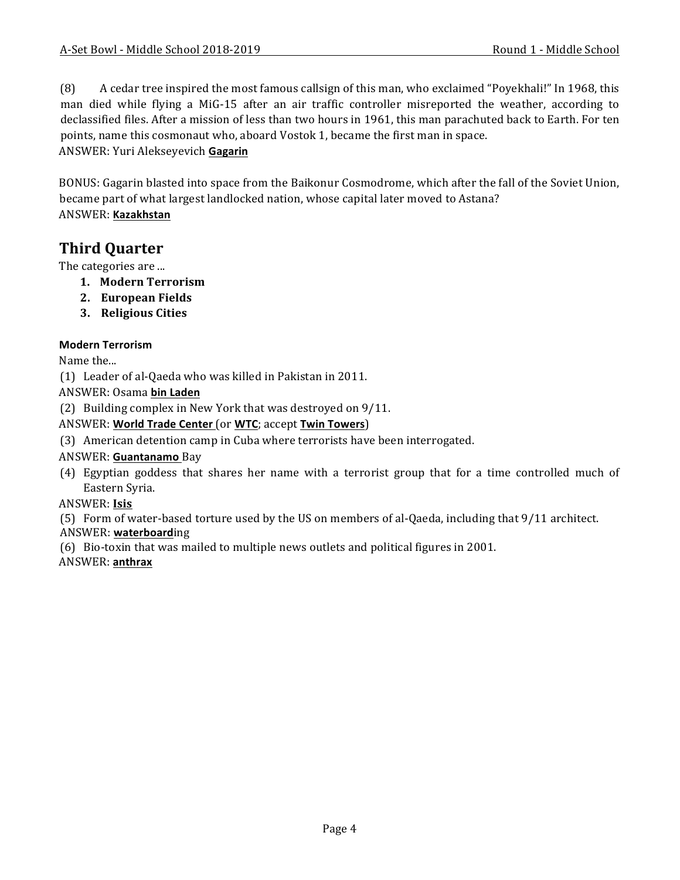(8) A cedar tree inspired the most famous callsign of this man, who exclaimed "Poyekhali!" In 1968, this man died while flying a MiG-15 after an air traffic controller misreported the weather, according to declassified files. After a mission of less than two hours in 1961, this man parachuted back to Earth. For ten points, name this cosmonaut who, aboard Vostok 1, became the first man in space.
ANSWER: Yuri Alekseyevich **Gagarin**

BONUS: Gagarin blasted into space from the Baikonur Cosmodrome, which after the fall of the Soviet Union, became part of what largest landlocked nation, whose capital later moved to Astana?
ANSWER: **Kazakhstan**

## Third Quarter

The categories are ...

1. **Modern Terrorism**
2. **European Fields**
3. **Religious Cities**

**Modern Terrorism**

Name the...

(1) Leader of al-Qaeda who was killed in Pakistan in 2011.
ANSWER: Osama **bin Laden**

(2) Building complex in New York that was destroyed on 9/11.
ANSWER: **World Trade Center** (or **WTC**; accept **Twin Towers**)

(3) American detention camp in Cuba where terrorists have been interrogated.
ANSWER: **Guantanamo** Bay

(4) Egyptian goddess that shares her name with a terrorist group that for a time controlled much of Eastern Syria.
ANSWER: **Isis**

(5) Form of water-based torture used by the US on members of al-Qaeda, including that 9/11 architect.
ANSWER: **waterboard**ing

(6) Bio-toxin that was mailed to multiple news outlets and political figures in 2001.
ANSWER: **anthrax**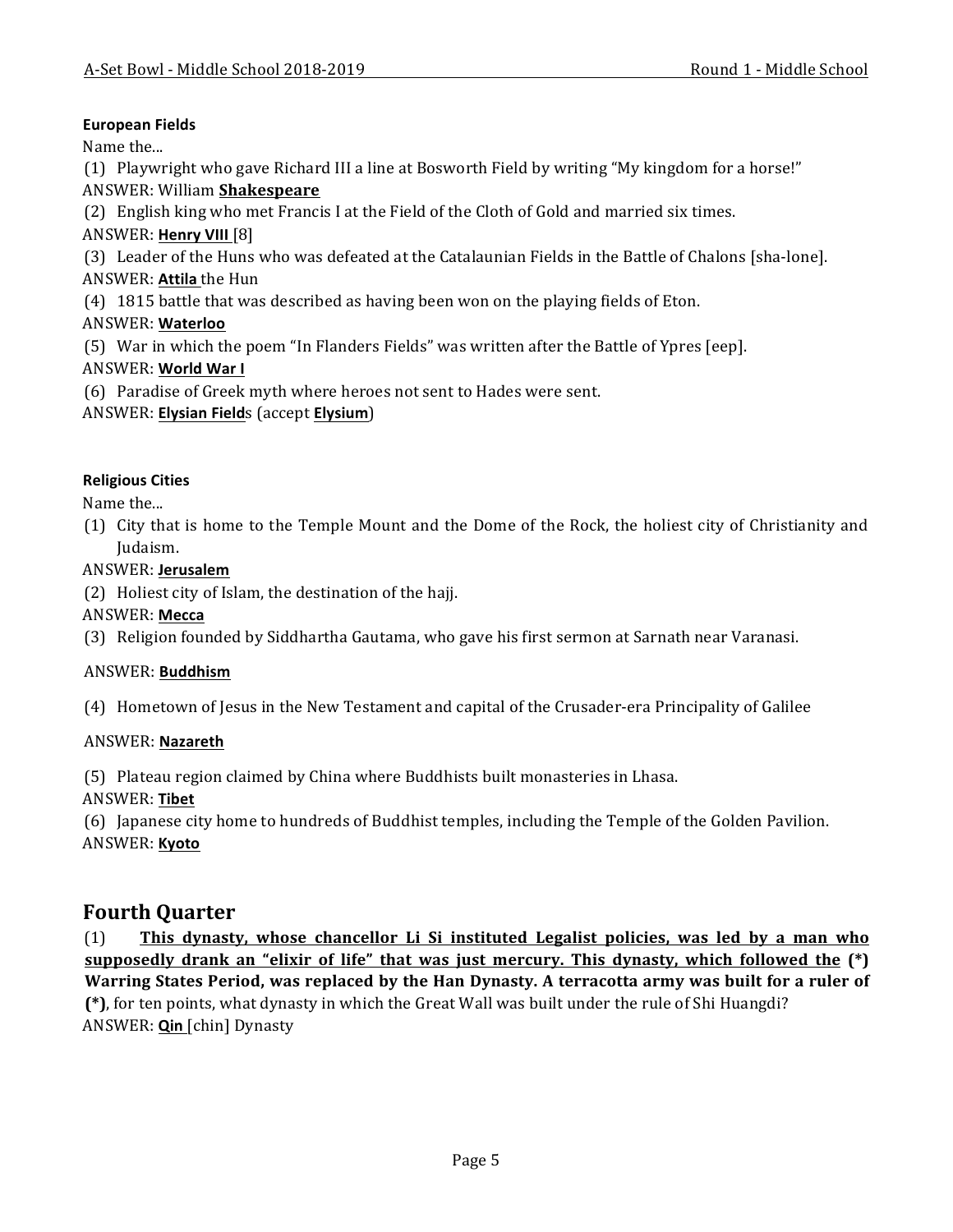**European Fields**

Name the...

(1) Playwright who gave Richard III a line at Bosworth Field by writing "My kingdom for a horse!"

ANSWER: William **Shakespeare**

(2) English king who met Francis I at the Field of the Cloth of Gold and married six times.

ANSWER: **Henry VIII** [8]

(3) Leader of the Huns who was defeated at the Catalaunian Fields in the Battle of Chalons [sha-lone].

ANSWER: **Attila** the Hun

(4) 1815 battle that was described as having been won on the playing fields of Eton.

ANSWER: **Waterloo**

(5) War in which the poem "In Flanders Fields" was written after the Battle of Ypres [eep].

ANSWER: **World War I**

(6) Paradise of Greek myth where heroes not sent to Hades were sent.

ANSWER: **Elysian Field**s (accept **Elysium**)

**Religious Cities**

Name the...

(1) City that is home to the Temple Mount and the Dome of the Rock, the holiest city of Christianity and Judaism.

ANSWER: **Jerusalem**

(2) Holiest city of Islam, the destination of the hajj.

ANSWER: **Mecca**

(3) Religion founded by Siddhartha Gautama, who gave his first sermon at Sarnath near Varanasi.

ANSWER: **Buddhism**

(4) Hometown of Jesus in the New Testament and capital of the Crusader-era Principality of Galilee

ANSWER: **Nazareth**

(5) Plateau region claimed by China where Buddhists built monasteries in Lhasa.

ANSWER: **Tibet**

(6) Japanese city home to hundreds of Buddhist temples, including the Temple of the Golden Pavilion.

ANSWER: **Kyoto**

## Fourth Quarter

(1) **This dynasty, whose chancellor Li Si instituted Legalist policies, was led by a man who supposedly drank an "elixir of life" that was just mercury. This dynasty, which followed the (*) Warring States Period, was replaced by the Han Dynasty. A terracotta army was built for a ruler of (*)**, for ten points, what dynasty in which the Great Wall was built under the rule of Shi Huangdi?

ANSWER: **Qin** [chin] Dynasty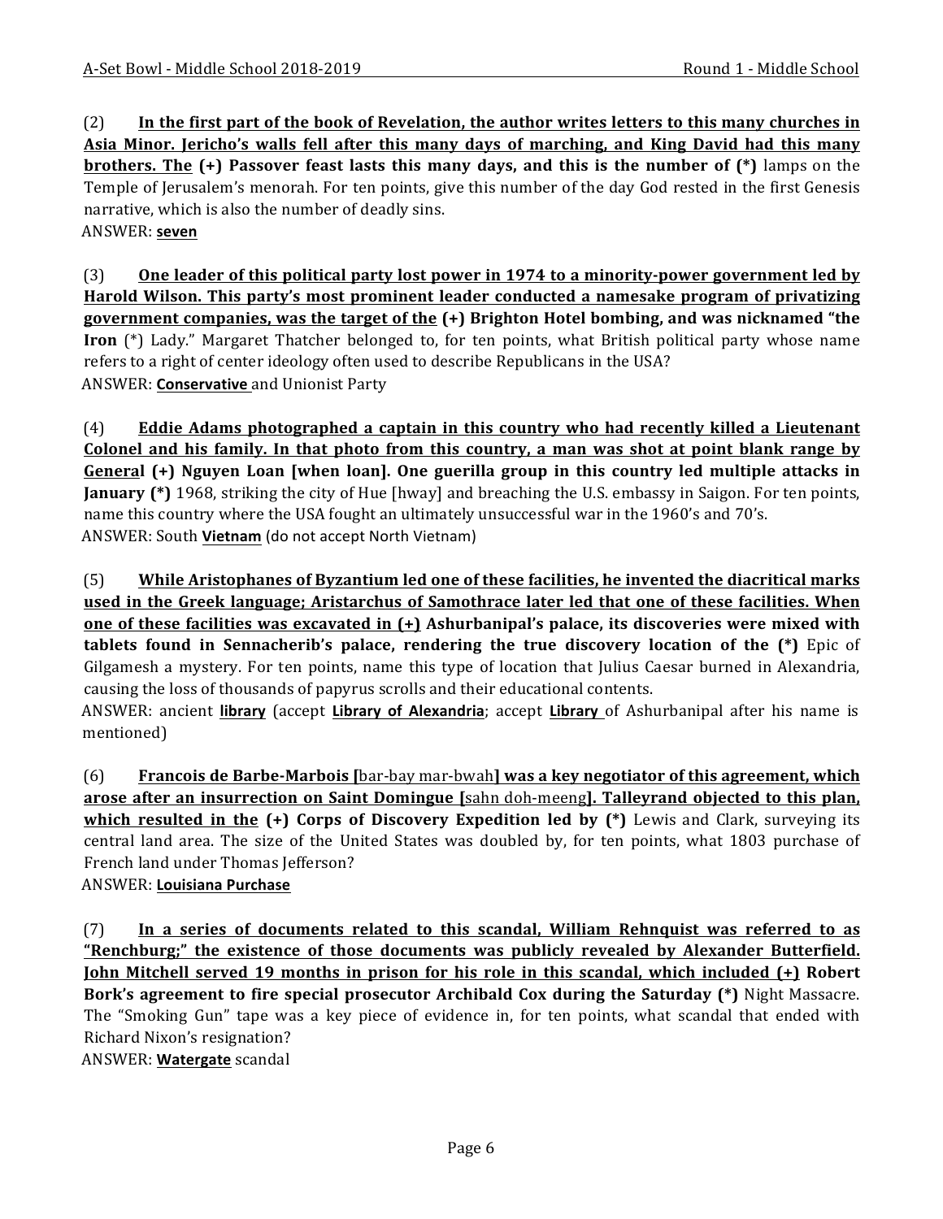(2) **<u>In the first part of the book of Revelation, the author writes letters to this many churches in Asia Minor. Jericho's walls fell after this many days of marching, and King David had this many brothers. The</u> (+) Passover feast lasts this many days, and this is the number of (*)** lamps on the Temple of Jerusalem's menorah. For ten points, give this number of the day God rested in the first Genesis narrative, which is also the number of deadly sins.
ANSWER: **<u>seven</u>**

(3) **<u>One leader of this political party lost power in 1974 to a minority-power government led by Harold Wilson. This party's most prominent leader conducted a namesake program of privatizing government companies, was the target of the</u> (+) Brighton Hotel bombing, and was nicknamed "the Iron** (*) Lady." Margaret Thatcher belonged to, for ten points, what British political party whose name refers to a right of center ideology often used to describe Republicans in the USA?
ANSWER: **<u>Conservative</u>** and Unionist Party

(4) **<u>Eddie Adams photographed a captain in this country who had recently killed a Lieutenant Colonel and his family. In that photo from this country, a man was shot at point blank range by General</u> (+) Nguyen Loan [when loan]. One guerilla group in this country led multiple attacks in January (*)** 1968, striking the city of Hue [hway] and breaching the U.S. embassy in Saigon. For ten points, name this country where the USA fought an ultimately unsuccessful war in the 1960's and 70's.
ANSWER: South **<u>Vietnam</u>** (do not accept North Vietnam)

(5) **<u>While Aristophanes of Byzantium led one of these facilities, he invented the diacritical marks used in the Greek language; Aristarchus of Samothrace later led that one of these facilities. When one of these facilities was excavated in (+)</u> Ashurbanipal's palace, its discoveries were mixed with tablets found in Sennacherib's palace, rendering the true discovery location of the (*)** Epic of Gilgamesh a mystery. For ten points, name this type of location that Julius Caesar burned in Alexandria, causing the loss of thousands of papyrus scrolls and their educational contents.
ANSWER: ancient **<u>library</u>** (accept **<u>Library of Alexandria</u>**; accept **<u>Library</u>** of Ashurbanipal after his name is mentioned)

(6) **<u>Francois de Barbe-Marbois [</u>**<u>bar-bay mar-bwah</u>**<u>] was a key negotiator of this agreement, which arose after an insurrection on Saint Domingue [</u>**<u>sahn doh-meeng</u>**<u>]. Talleyrand objected to this plan, which resulted in the</u> (+) Corps of Discovery Expedition led by (*)** Lewis and Clark, surveying its central land area. The size of the United States was doubled by, for ten points, what 1803 purchase of French land under Thomas Jefferson?
ANSWER: **<u>Louisiana Purchase</u>**

(7) **<u>In a series of documents related to this scandal, William Rehnquist was referred to as "Renchburg;" the existence of those documents was publicly revealed by Alexander Butterfield. John Mitchell served 19 months in prison for his role in this scandal, which included (+)</u> Robert Bork's agreement to fire special prosecutor Archibald Cox during the Saturday (*)** Night Massacre. The "Smoking Gun" tape was a key piece of evidence in, for ten points, what scandal that ended with Richard Nixon's resignation?
ANSWER: **<u>Watergate</u>** scandal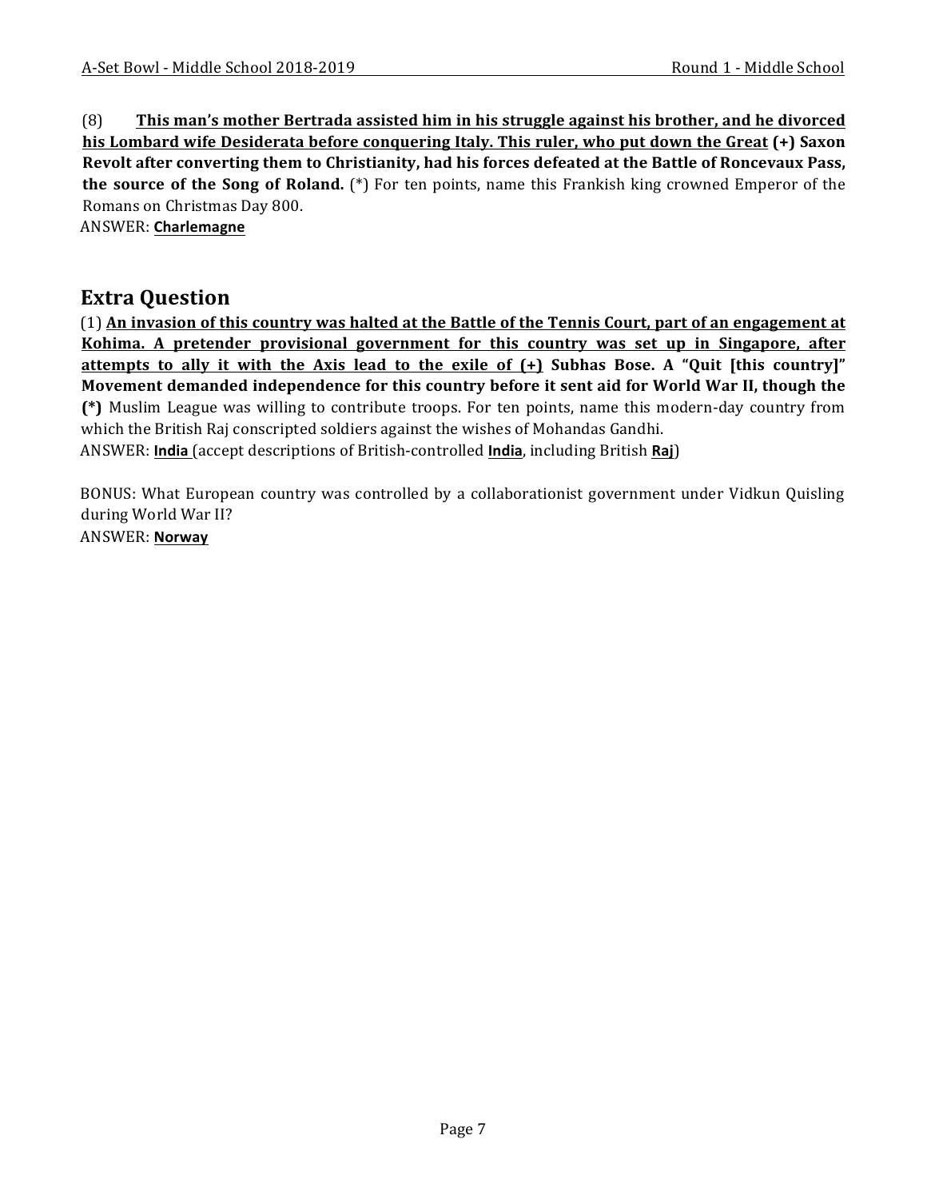(8) **<u>This man's mother Bertrada assisted him in his struggle against his brother, and he divorced his Lombard wife Desiderata before conquering Italy. This ruler, who put down the Great</u> (+) Saxon Revolt after converting them to Christianity, had his forces defeated at the Battle of Roncevaux Pass, the source of the Song of Roland.** (*) For ten points, name this Frankish king crowned Emperor of the Romans on Christmas Day 800.

ANSWER: **<u>Charlemagne</u>**

## Extra Question

(1) **<u>An invasion of this country was halted at the Battle of the Tennis Court, part of an engagement at Kohima. A pretender provisional government for this country was set up in Singapore, after attempts to ally it with the Axis lead to the exile of (+)</u> Subhas Bose. A "Quit [this country]" Movement demanded independence for this country before it sent aid for World War II, though the (*)** Muslim League was willing to contribute troops. For ten points, name this modern-day country from which the British Raj conscripted soldiers against the wishes of Mohandas Gandhi.

ANSWER: **<u>India</u>** (accept descriptions of British-controlled **<u>India</u>**, including British **<u>Raj</u>**)

BONUS: What European country was controlled by a collaborationist government under Vidkun Quisling during World War II?

ANSWER: **<u>Norway</u>**